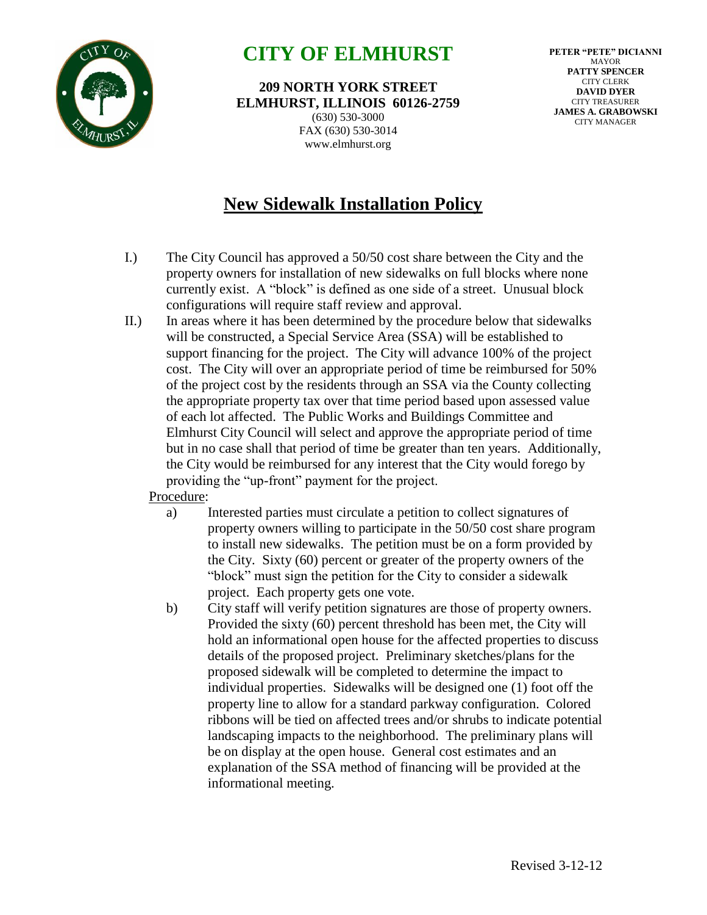# CITY OF ELMHURST

**209 NORTH YORK STREET**
**ELMHURST, ILLINOIS 60126-2759**
(630) 530-3000
FAX (630) 530-3014
www.elmhurst.org

**PETER "PETE" DICIANNI**
MAYOR
**PATTY SPENCER**
CITY CLERK
**DAVID DYER**
CITY TREASURER
**JAMES A. GRABOWSKI**
CITY MANAGER

## New Sidewalk Installation Policy

I.) The City Council has approved a 50/50 cost share between the City and the property owners for installation of new sidewalks on full blocks where none currently exist. A "block" is defined as one side of a street. Unusual block configurations will require staff review and approval.

II.) In areas where it has been determined by the procedure below that sidewalks will be constructed, a Special Service Area (SSA) will be established to support financing for the project. The City will advance 100% of the project cost. The City will over an appropriate period of time be reimbursed for 50% of the project cost by the residents through an SSA via the County collecting the appropriate property tax over that time period based upon assessed value of each lot affected. The Public Works and Buildings Committee and Elmhurst City Council will select and approve the appropriate period of time but in no case shall that period of time be greater than ten years. Additionally, the City would be reimbursed for any interest that the City would forego by providing the "up-front" payment for the project.

Procedure:

a) Interested parties must circulate a petition to collect signatures of property owners willing to participate in the 50/50 cost share program to install new sidewalks. The petition must be on a form provided by the City. Sixty (60) percent or greater of the property owners of the "block" must sign the petition for the City to consider a sidewalk project. Each property gets one vote.

b) City staff will verify petition signatures are those of property owners. Provided the sixty (60) percent threshold has been met, the City will hold an informational open house for the affected properties to discuss details of the proposed project. Preliminary sketches/plans for the proposed sidewalk will be completed to determine the impact to individual properties. Sidewalks will be designed one (1) foot off the property line to allow for a standard parkway configuration. Colored ribbons will be tied on affected trees and/or shrubs to indicate potential landscaping impacts to the neighborhood. The preliminary plans will be on display at the open house. General cost estimates and an explanation of the SSA method of financing will be provided at the informational meeting.

Revised 3-12-12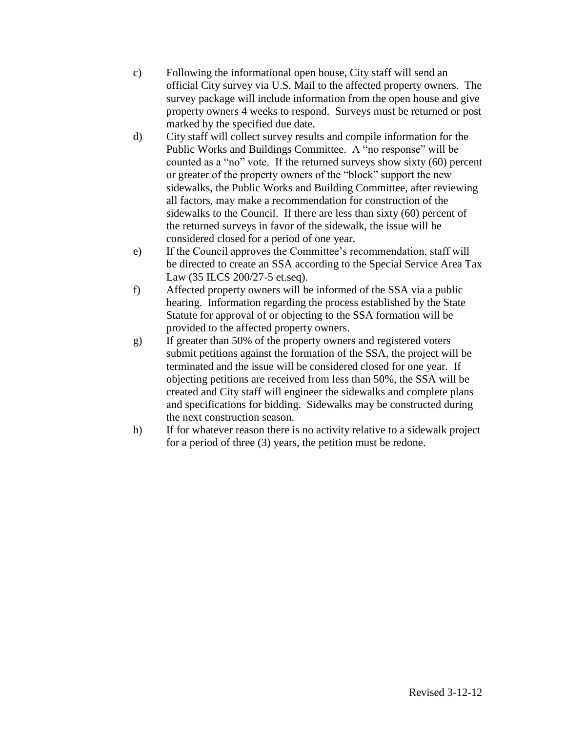c) Following the informational open house, City staff will send an official City survey via U.S. Mail to the affected property owners. The survey package will include information from the open house and give property owners 4 weeks to respond. Surveys must be returned or post marked by the specified due date.

d) City staff will collect survey results and compile information for the Public Works and Buildings Committee. A "no response" will be counted as a "no" vote. If the returned surveys show sixty (60) percent or greater of the property owners of the "block" support the new sidewalks, the Public Works and Building Committee, after reviewing all factors, may make a recommendation for construction of the sidewalks to the Council. If there are less than sixty (60) percent of the returned surveys in favor of the sidewalk, the issue will be considered closed for a period of one year.

e) If the Council approves the Committee's recommendation, staff will be directed to create an SSA according to the Special Service Area Tax Law (35 ILCS 200/27-5 et.seq).

f) Affected property owners will be informed of the SSA via a public hearing. Information regarding the process established by the State Statute for approval of or objecting to the SSA formation will be provided to the affected property owners.

g) If greater than 50% of the property owners and registered voters submit petitions against the formation of the SSA, the project will be terminated and the issue will be considered closed for one year. If objecting petitions are received from less than 50%, the SSA will be created and City staff will engineer the sidewalks and complete plans and specifications for bidding. Sidewalks may be constructed during the next construction season.

h) If for whatever reason there is no activity relative to a sidewalk project for a period of three (3) years, the petition must be redone.

Revised 3-12-12